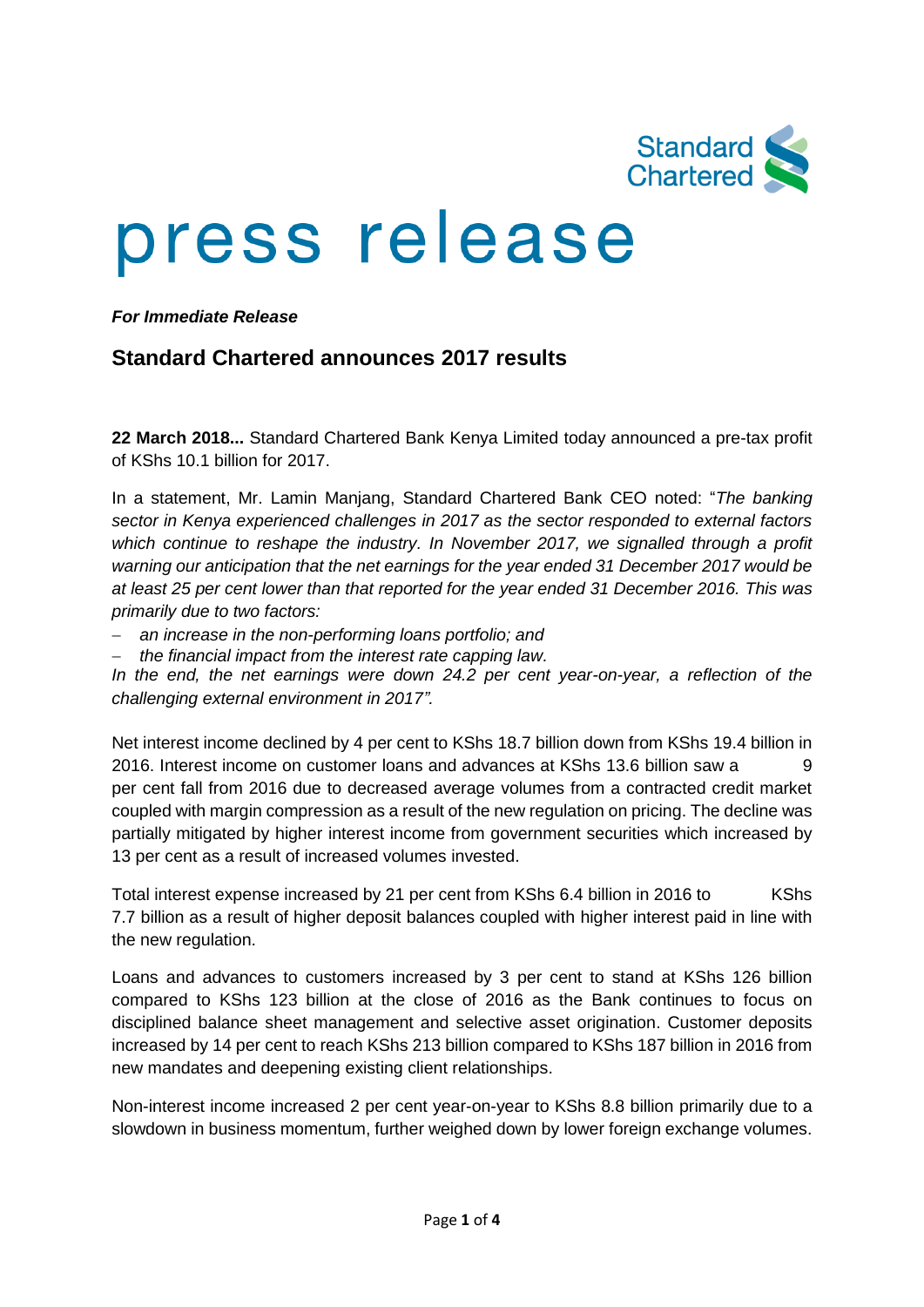# press release

***For Immediate Release***

## Standard Chartered announces 2017 results

**22 March 2018...** Standard Chartered Bank Kenya Limited today announced a pre-tax profit of KShs 10.1 billion for 2017.

In a statement, Mr. Lamin Manjang, Standard Chartered Bank CEO noted: "*The banking sector in Kenya experienced challenges in 2017 as the sector responded to external factors which continue to reshape the industry. In November 2017, we signalled through a profit warning our anticipation that the net earnings for the year ended 31 December 2017 would be at least 25 per cent lower than that reported for the year ended 31 December 2016. This was primarily due to two factors:*

- *an increase in the non-performing loans portfolio; and*
- *the financial impact from the interest rate capping law.*

*In the end, the net earnings were down 24.2 per cent year-on-year, a reflection of the challenging external environment in 2017".*

Net interest income declined by 4 per cent to KShs 18.7 billion down from KShs 19.4 billion in 2016. Interest income on customer loans and advances at KShs 13.6 billion saw a 9 per cent fall from 2016 due to decreased average volumes from a contracted credit market coupled with margin compression as a result of the new regulation on pricing. The decline was partially mitigated by higher interest income from government securities which increased by 13 per cent as a result of increased volumes invested.

Total interest expense increased by 21 per cent from KShs 6.4 billion in 2016 to KShs 7.7 billion as a result of higher deposit balances coupled with higher interest paid in line with the new regulation.

Loans and advances to customers increased by 3 per cent to stand at KShs 126 billion compared to KShs 123 billion at the close of 2016 as the Bank continues to focus on disciplined balance sheet management and selective asset origination. Customer deposits increased by 14 per cent to reach KShs 213 billion compared to KShs 187 billion in 2016 from new mandates and deepening existing client relationships.

Non-interest income increased 2 per cent year-on-year to KShs 8.8 billion primarily due to a slowdown in business momentum, further weighed down by lower foreign exchange volumes.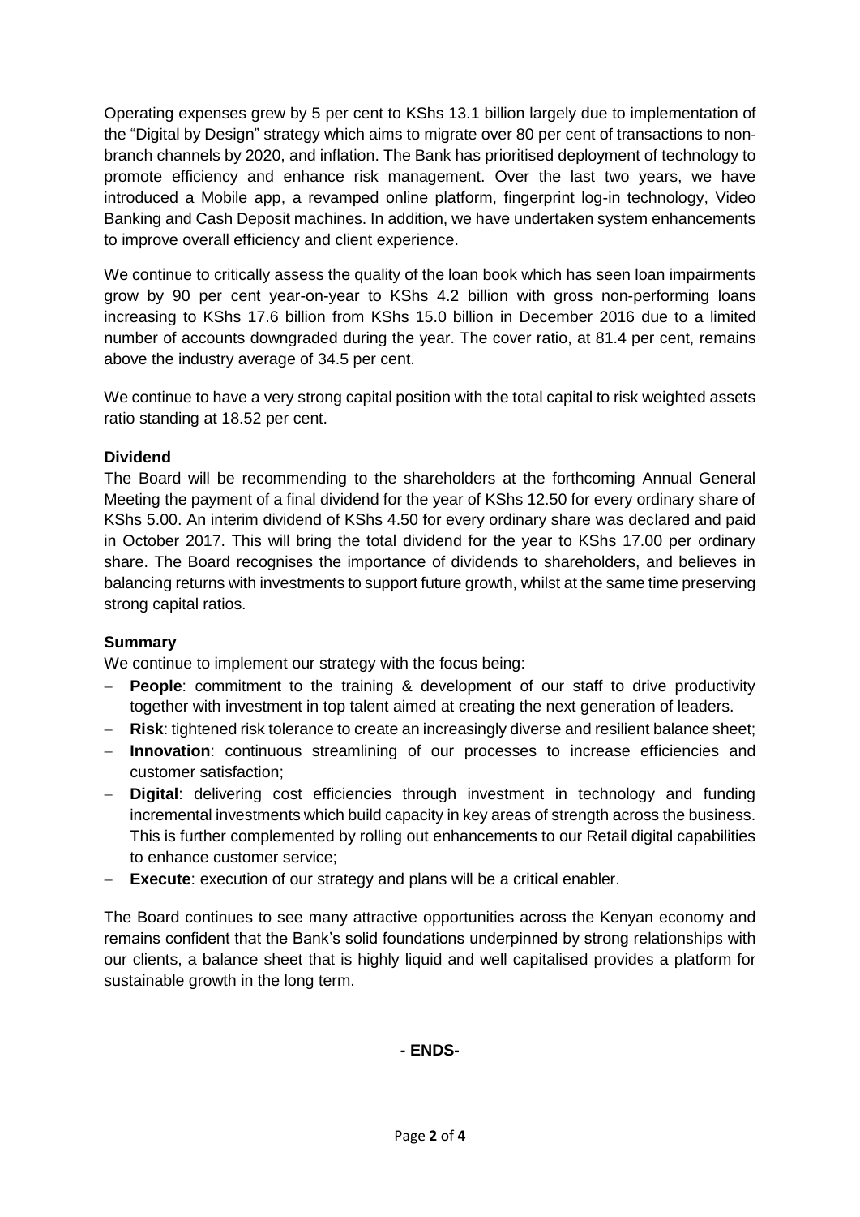Operating expenses grew by 5 per cent to KShs 13.1 billion largely due to implementation of the "Digital by Design" strategy which aims to migrate over 80 per cent of transactions to non-branch channels by 2020, and inflation. The Bank has prioritised deployment of technology to promote efficiency and enhance risk management. Over the last two years, we have introduced a Mobile app, a revamped online platform, fingerprint log-in technology, Video Banking and Cash Deposit machines. In addition, we have undertaken system enhancements to improve overall efficiency and client experience.

We continue to critically assess the quality of the loan book which has seen loan impairments grow by 90 per cent year-on-year to KShs 4.2 billion with gross non-performing loans increasing to KShs 17.6 billion from KShs 15.0 billion in December 2016 due to a limited number of accounts downgraded during the year. The cover ratio, at 81.4 per cent, remains above the industry average of 34.5 per cent.

We continue to have a very strong capital position with the total capital to risk weighted assets ratio standing at 18.52 per cent.

**Dividend**

The Board will be recommending to the shareholders at the forthcoming Annual General Meeting the payment of a final dividend for the year of KShs 12.50 for every ordinary share of KShs 5.00. An interim dividend of KShs 4.50 for every ordinary share was declared and paid in October 2017. This will bring the total dividend for the year to KShs 17.00 per ordinary share. The Board recognises the importance of dividends to shareholders, and believes in balancing returns with investments to support future growth, whilst at the same time preserving strong capital ratios.

**Summary**

We continue to implement our strategy with the focus being:

- **People**: commitment to the training & development of our staff to drive productivity together with investment in top talent aimed at creating the next generation of leaders.
- **Risk**: tightened risk tolerance to create an increasingly diverse and resilient balance sheet;
- **Innovation**: continuous streamlining of our processes to increase efficiencies and customer satisfaction;
- **Digital**: delivering cost efficiencies through investment in technology and funding incremental investments which build capacity in key areas of strength across the business. This is further complemented by rolling out enhancements to our Retail digital capabilities to enhance customer service;
- **Execute**: execution of our strategy and plans will be a critical enabler.

The Board continues to see many attractive opportunities across the Kenyan economy and remains confident that the Bank's solid foundations underpinned by strong relationships with our clients, a balance sheet that is highly liquid and well capitalised provides a platform for sustainable growth in the long term.

**- ENDS-**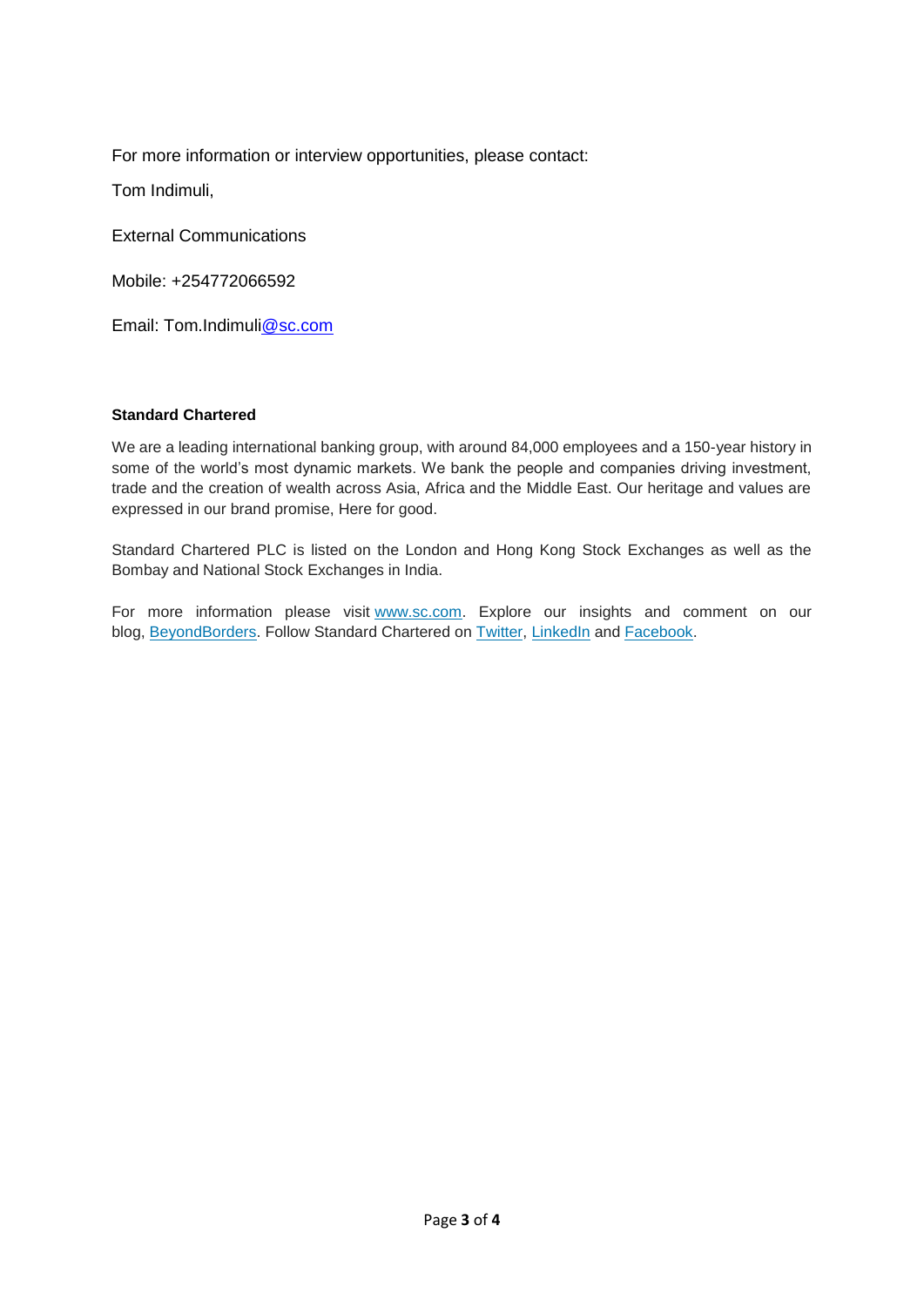For more information or interview opportunities, please contact:

Tom Indimuli,

External Communications

Mobile: +254772066592

Email: Tom.Indimuli@sc.com

**Standard Chartered**

We are a leading international banking group, with around 84,000 employees and a 150-year history in some of the world's most dynamic markets. We bank the people and companies driving investment, trade and the creation of wealth across Asia, Africa and the Middle East. Our heritage and values are expressed in our brand promise, Here for good.

Standard Chartered PLC is listed on the London and Hong Kong Stock Exchanges as well as the Bombay and National Stock Exchanges in India.

For more information please visit www.sc.com. Explore our insights and comment on our blog, BeyondBorders. Follow Standard Chartered on Twitter, LinkedIn and Facebook.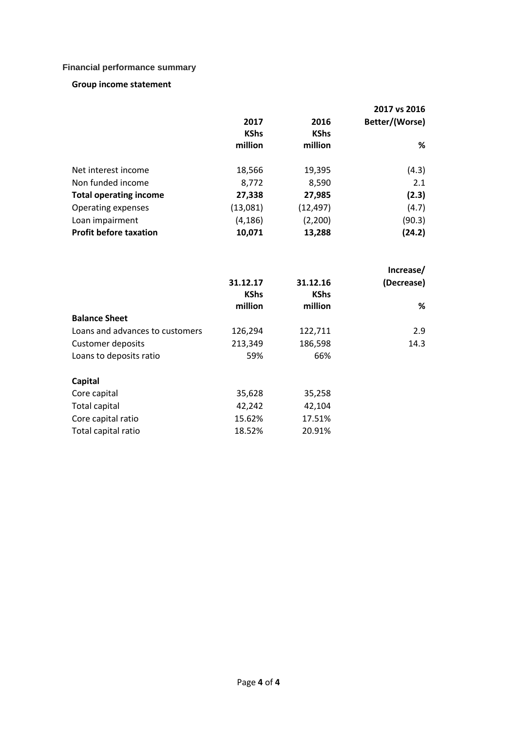### Financial performance summary

#### Group income statement

| | 2017 KShs million | 2016 KShs million | 2017 vs 2016 Better/(Worse) % |
|---|---|---|---|
| Net interest income | 18,566 | 19,395 | (4.3) |
| Non funded income | 8,772 | 8,590 | 2.1 |
| **Total operating income** | **27,338** | **27,985** | **(2.3)** |
| Operating expenses | (13,081) | (12,497) | (4.7) |
| Loan impairment | (4,186) | (2,200) | (90.3) |
| **Profit before taxation** | **10,071** | **13,288** | **(24.2)** |

| | 31.12.17 KShs million | 31.12.16 KShs million | Increase/ (Decrease) % |
|---|---|---|---|
| **Balance Sheet** | | | |
| Loans and advances to customers | 126,294 | 122,711 | 2.9 |
| Customer deposits | 213,349 | 186,598 | 14.3 |
| Loans to deposits ratio | 59% | 66% | |
| | | | |
| **Capital** | | | |
| Core capital | 35,628 | 35,258 | |
| Total capital | 42,242 | 42,104 | |
| Core capital ratio | 15.62% | 17.51% | |
| Total capital ratio | 18.52% | 20.91% | |